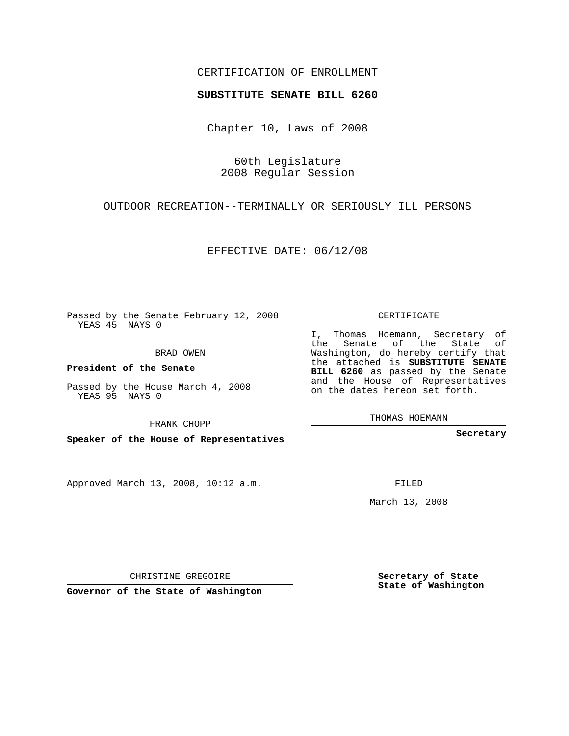CERTIFICATION OF ENROLLMENT

**SUBSTITUTE SENATE BILL 6260**

Chapter 10, Laws of 2008

60th Legislature
2008 Regular Session

OUTDOOR RECREATION--TERMINALLY OR SERIOUSLY ILL PERSONS

EFFECTIVE DATE: 06/12/08

Passed by the Senate February 12, 2008
YEAS 45 NAYS 0

BRAD OWEN

**President of the Senate**

Passed by the House March 4, 2008
YEAS 95 NAYS 0

FRANK CHOPP

**Speaker of the House of Representatives**

Approved March 13, 2008, 10:12 a.m.

CHRISTINE GREGOIRE

**Governor of the State of Washington**

CERTIFICATE

I, Thomas Hoemann, Secretary of the Senate of the State of Washington, do hereby certify that the attached is **SUBSTITUTE SENATE BILL 6260** as passed by the Senate and the House of Representatives on the dates hereon set forth.

THOMAS HOEMANN

**Secretary**

FILED

March 13, 2008

**Secretary of State**
**State of Washington**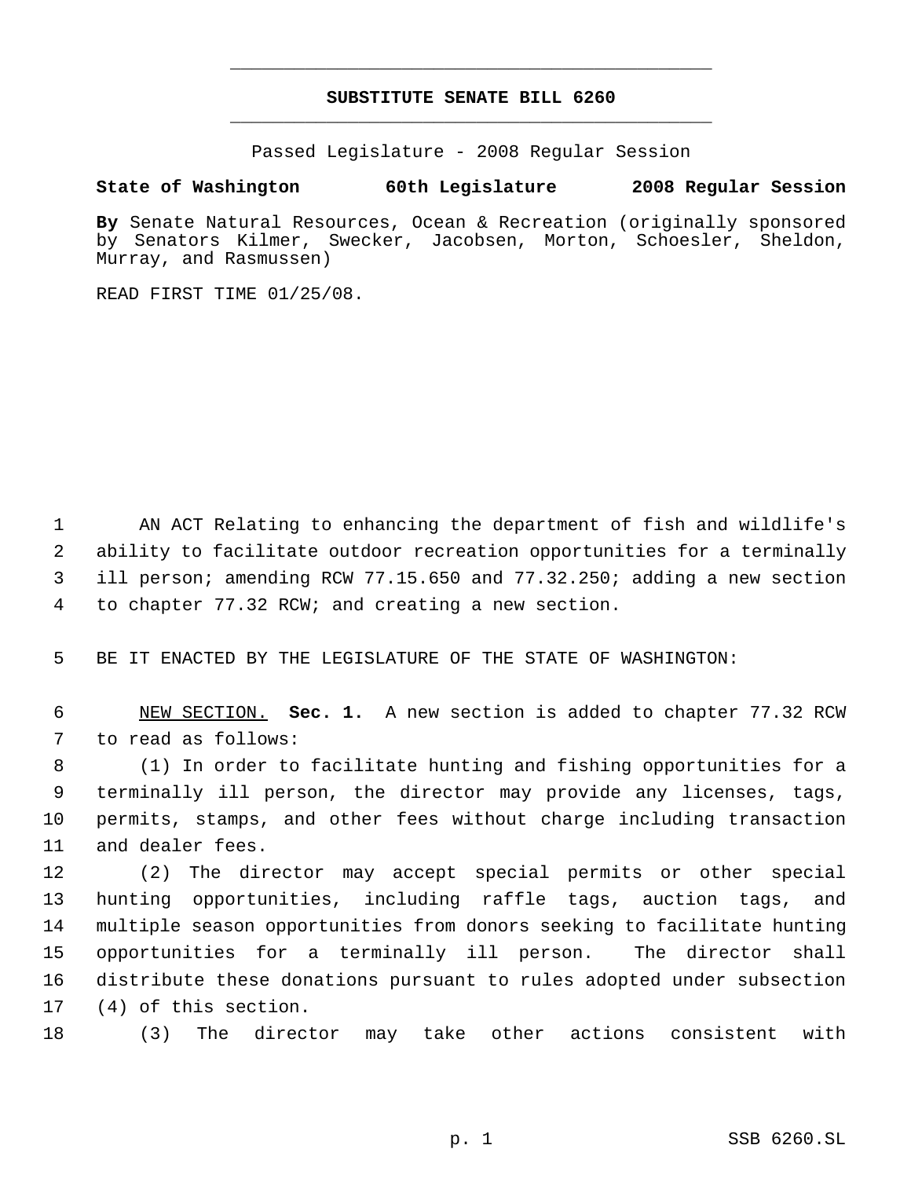**SUBSTITUTE SENATE BILL 6260**

Passed Legislature - 2008 Regular Session

**State of Washington 60th Legislature 2008 Regular Session**

**By** Senate Natural Resources, Ocean & Recreation (originally sponsored by Senators Kilmer, Swecker, Jacobsen, Morton, Schoesler, Sheldon, Murray, and Rasmussen)

READ FIRST TIME 01/25/08.

AN ACT Relating to enhancing the department of fish and wildlife's ability to facilitate outdoor recreation opportunities for a terminally ill person; amending RCW 77.15.650 and 77.32.250; adding a new section to chapter 77.32 RCW; and creating a new section.

BE IT ENACTED BY THE LEGISLATURE OF THE STATE OF WASHINGTON:

NEW SECTION. **Sec. 1.** A new section is added to chapter 77.32 RCW to read as follows:

(1) In order to facilitate hunting and fishing opportunities for a terminally ill person, the director may provide any licenses, tags, permits, stamps, and other fees without charge including transaction and dealer fees.

(2) The director may accept special permits or other special hunting opportunities, including raffle tags, auction tags, and multiple season opportunities from donors seeking to facilitate hunting opportunities for a terminally ill person. The director shall distribute these donations pursuant to rules adopted under subsection (4) of this section.

(3) The director may take other actions consistent with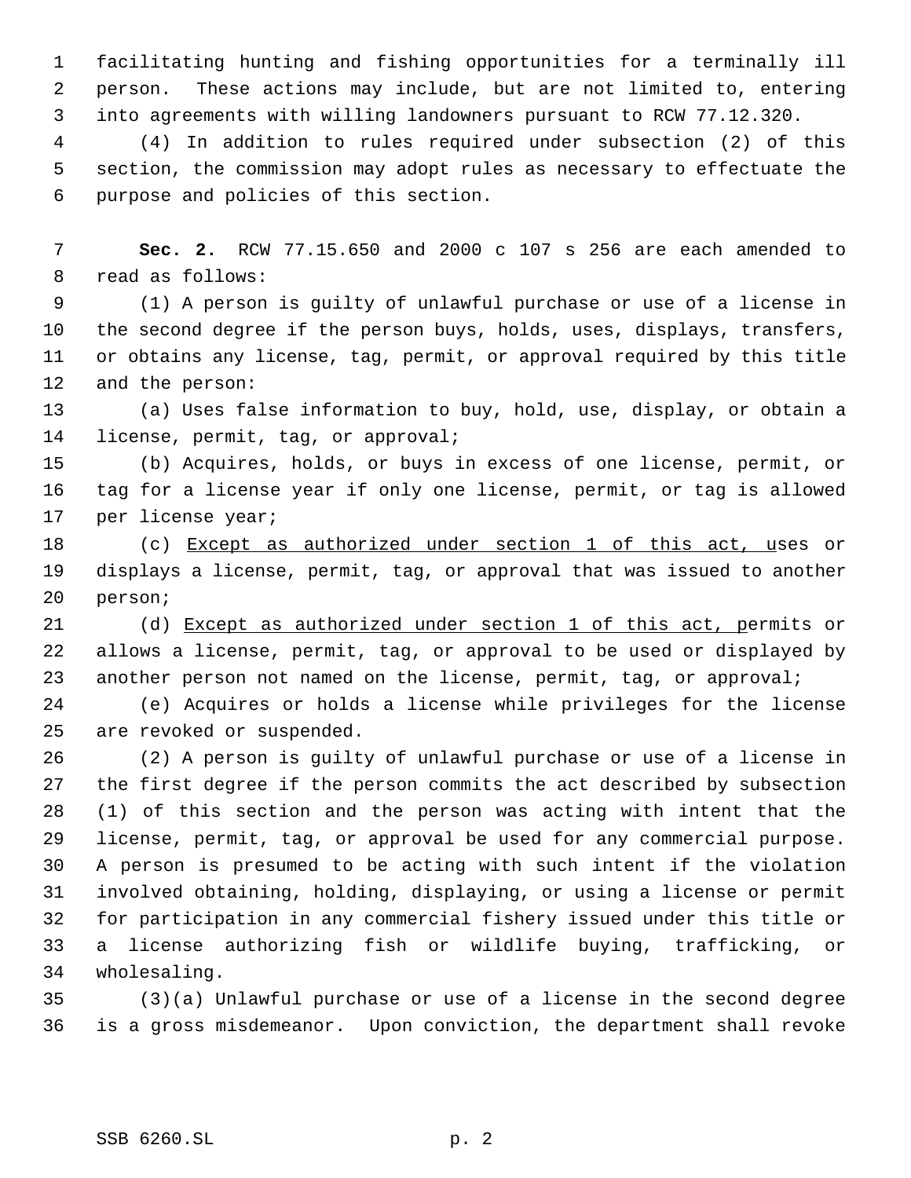facilitating hunting and fishing opportunities for a terminally ill person. These actions may include, but are not limited to, entering into agreements with willing landowners pursuant to RCW 77.12.320.

(4) In addition to rules required under subsection (2) of this section, the commission may adopt rules as necessary to effectuate the purpose and policies of this section.

**Sec. 2.** RCW 77.15.650 and 2000 c 107 s 256 are each amended to read as follows:

(1) A person is guilty of unlawful purchase or use of a license in the second degree if the person buys, holds, uses, displays, transfers, or obtains any license, tag, permit, or approval required by this title and the person:

(a) Uses false information to buy, hold, use, display, or obtain a license, permit, tag, or approval;

(b) Acquires, holds, or buys in excess of one license, permit, or tag for a license year if only one license, permit, or tag is allowed per license year;

(c) <u>Except as authorized under section 1 of this act, u</u>ses or displays a license, permit, tag, or approval that was issued to another person;

(d) <u>Except as authorized under section 1 of this act, p</u>ermits or allows a license, permit, tag, or approval to be used or displayed by another person not named on the license, permit, tag, or approval;

(e) Acquires or holds a license while privileges for the license are revoked or suspended.

(2) A person is guilty of unlawful purchase or use of a license in the first degree if the person commits the act described by subsection (1) of this section and the person was acting with intent that the license, permit, tag, or approval be used for any commercial purpose. A person is presumed to be acting with such intent if the violation involved obtaining, holding, displaying, or using a license or permit for participation in any commercial fishery issued under this title or a license authorizing fish or wildlife buying, trafficking, or wholesaling.

(3)(a) Unlawful purchase or use of a license in the second degree is a gross misdemeanor. Upon conviction, the department shall revoke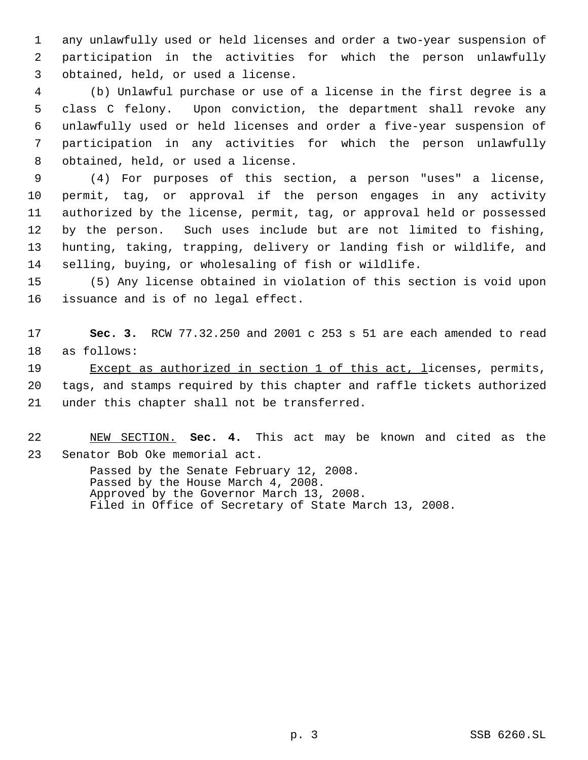any unlawfully used or held licenses and order a two-year suspension of participation in the activities for which the person unlawfully obtained, held, or used a license.

(b) Unlawful purchase or use of a license in the first degree is a class C felony. Upon conviction, the department shall revoke any unlawfully used or held licenses and order a five-year suspension of participation in any activities for which the person unlawfully obtained, held, or used a license.

(4) For purposes of this section, a person "uses" a license, permit, tag, or approval if the person engages in any activity authorized by the license, permit, tag, or approval held or possessed by the person. Such uses include but are not limited to fishing, hunting, taking, trapping, delivery or landing fish or wildlife, and selling, buying, or wholesaling of fish or wildlife.

(5) Any license obtained in violation of this section is void upon issuance and is of no legal effect.

**Sec. 3.** RCW 77.32.250 and 2001 c 253 s 51 are each amended to read as follows:

<u>Except as authorized in section 1 of this act, l</u>icenses, permits, tags, and stamps required by this chapter and raffle tickets authorized under this chapter shall not be transferred.

<u>NEW SECTION.</u> **Sec. 4.** This act may be known and cited as the Senator Bob Oke memorial act.

Passed by the Senate February 12, 2008.
Passed by the House March 4, 2008.
Approved by the Governor March 13, 2008.
Filed in Office of Secretary of State March 13, 2008.